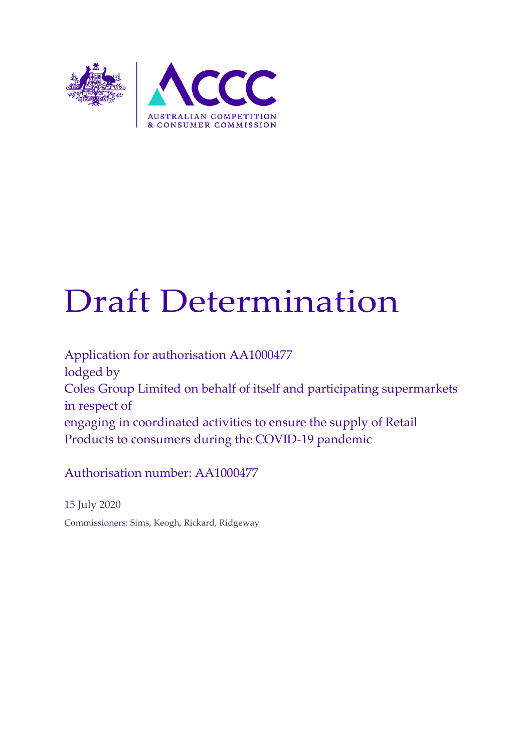AUSTRALIAN COMPETITION & CONSUMER COMMISSION

# Draft Determination

Application for authorisation AA1000477
lodged by
Coles Group Limited on behalf of itself and participating supermarkets
in respect of
engaging in coordinated activities to ensure the supply of Retail Products to consumers during the COVID-19 pandemic

Authorisation number: AA1000477

15 July 2020

Commissioners: Sims, Keogh, Rickard, Ridgeway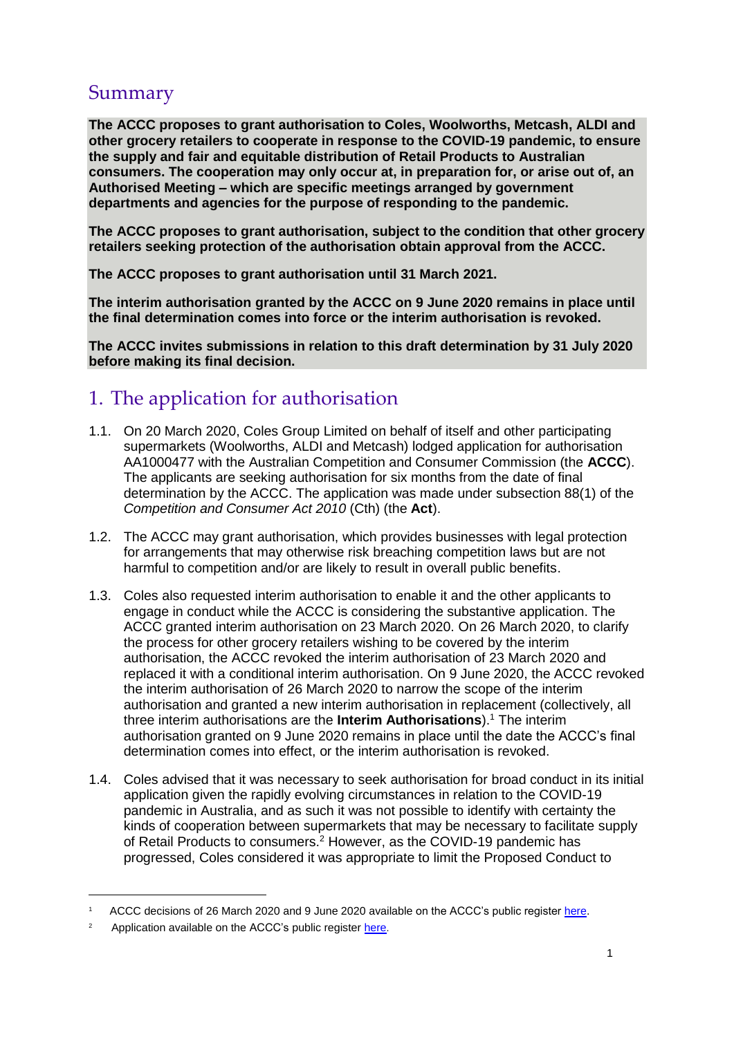## Summary

**The ACCC proposes to grant authorisation to Coles, Woolworths, Metcash, ALDI and other grocery retailers to cooperate in response to the COVID-19 pandemic, to ensure the supply and fair and equitable distribution of Retail Products to Australian consumers. The cooperation may only occur at, in preparation for, or arise out of, an Authorised Meeting – which are specific meetings arranged by government departments and agencies for the purpose of responding to the pandemic.**

**The ACCC proposes to grant authorisation, subject to the condition that other grocery retailers seeking protection of the authorisation obtain approval from the ACCC.**

**The ACCC proposes to grant authorisation until 31 March 2021.**

**The interim authorisation granted by the ACCC on 9 June 2020 remains in place until the final determination comes into force or the interim authorisation is revoked.**

**The ACCC invites submissions in relation to this draft determination by 31 July 2020 before making its final decision.**

## 1. The application for authorisation

1.1. On 20 March 2020, Coles Group Limited on behalf of itself and other participating supermarkets (Woolworths, ALDI and Metcash) lodged application for authorisation AA1000477 with the Australian Competition and Consumer Commission (the **ACCC**). The applicants are seeking authorisation for six months from the date of final determination by the ACCC. The application was made under subsection 88(1) of the *Competition and Consumer Act 2010* (Cth) (the **Act**).

1.2. The ACCC may grant authorisation, which provides businesses with legal protection for arrangements that may otherwise risk breaching competition laws but are not harmful to competition and/or are likely to result in overall public benefits.

1.3. Coles also requested interim authorisation to enable it and the other applicants to engage in conduct while the ACCC is considering the substantive application. The ACCC granted interim authorisation on 23 March 2020. On 26 March 2020, to clarify the process for other grocery retailers wishing to be covered by the interim authorisation, the ACCC revoked the interim authorisation of 23 March 2020 and replaced it with a conditional interim authorisation. On 9 June 2020, the ACCC revoked the interim authorisation of 26 March 2020 to narrow the scope of the interim authorisation and granted a new interim authorisation in replacement (collectively, all three interim authorisations are the **Interim Authorisations**).[1] The interim authorisation granted on 9 June 2020 remains in place until the date the ACCC's final determination comes into effect, or the interim authorisation is revoked.

1.4. Coles advised that it was necessary to seek authorisation for broad conduct in its initial application given the rapidly evolving circumstances in relation to the COVID-19 pandemic in Australia, and as such it was not possible to identify with certainty the kinds of cooperation between supermarkets that may be necessary to facilitate supply of Retail Products to consumers.[2] However, as the COVID-19 pandemic has progressed, Coles considered it was appropriate to limit the Proposed Conduct to

---

[1] ACCC decisions of 26 March 2020 and 9 June 2020 available on the ACCC's public register here.

[2] Application available on the ACCC's public register here.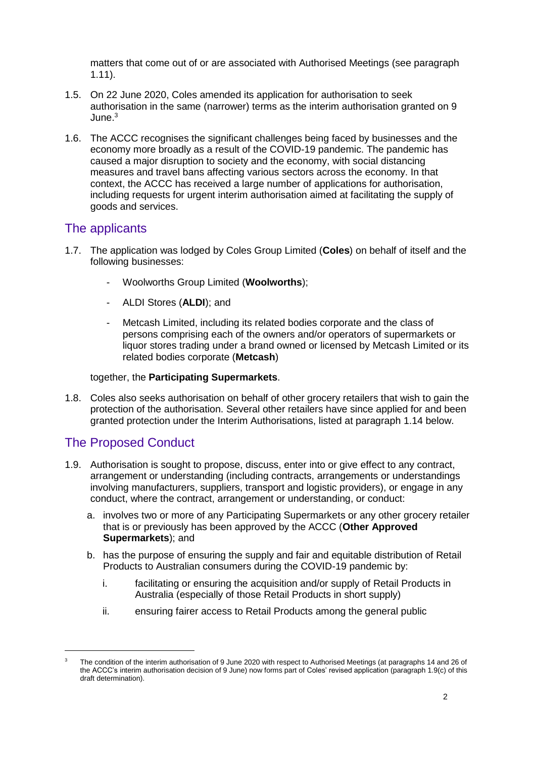matters that come out of or are associated with Authorised Meetings (see paragraph 1.11).

1.5. On 22 June 2020, Coles amended its application for authorisation to seek authorisation in the same (narrower) terms as the interim authorisation granted on 9 June.[3]

1.6. The ACCC recognises the significant challenges being faced by businesses and the economy more broadly as a result of the COVID-19 pandemic. The pandemic has caused a major disruption to society and the economy, with social distancing measures and travel bans affecting various sectors across the economy. In that context, the ACCC has received a large number of applications for authorisation, including requests for urgent interim authorisation aimed at facilitating the supply of goods and services.

## The applicants

1.7. The application was lodged by Coles Group Limited (**Coles**) on behalf of itself and the following businesses:

- Woolworths Group Limited (**Woolworths**);
- ALDI Stores (**ALDI**); and
- Metcash Limited, including its related bodies corporate and the class of persons comprising each of the owners and/or operators of supermarkets or liquor stores trading under a brand owned or licensed by Metcash Limited or its related bodies corporate (**Metcash**)

together, the **Participating Supermarkets**.

1.8. Coles also seeks authorisation on behalf of other grocery retailers that wish to gain the protection of the authorisation. Several other retailers have since applied for and been granted protection under the Interim Authorisations, listed at paragraph 1.14 below.

## The Proposed Conduct

1.9. Authorisation is sought to propose, discuss, enter into or give effect to any contract, arrangement or understanding (including contracts, arrangements or understandings involving manufacturers, suppliers, transport and logistic providers), or engage in any conduct, where the contract, arrangement or understanding, or conduct:

a. involves two or more of any Participating Supermarkets or any other grocery retailer that is or previously has been approved by the ACCC (**Other Approved Supermarkets**); and

b. has the purpose of ensuring the supply and fair and equitable distribution of Retail Products to Australian consumers during the COVID-19 pandemic by:

i. facilitating or ensuring the acquisition and/or supply of Retail Products in Australia (especially of those Retail Products in short supply)

ii. ensuring fairer access to Retail Products among the general public

---

[3] The condition of the interim authorisation of 9 June 2020 with respect to Authorised Meetings (at paragraphs 14 and 26 of the ACCC's interim authorisation decision of 9 June) now forms part of Coles' revised application (paragraph 1.9(c) of this draft determination).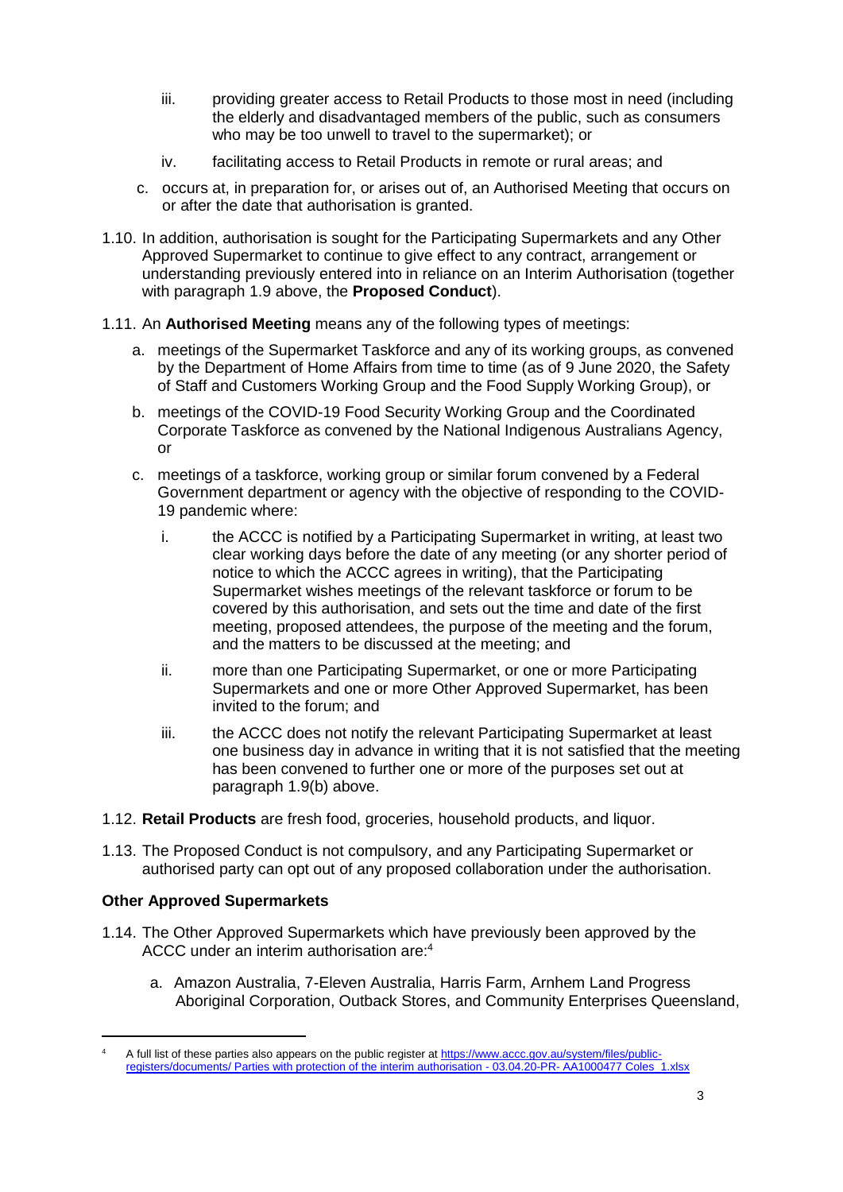iii. providing greater access to Retail Products to those most in need (including the elderly and disadvantaged members of the public, such as consumers who may be too unwell to travel to the supermarket); or

iv. facilitating access to Retail Products in remote or rural areas; and

c. occurs at, in preparation for, or arises out of, an Authorised Meeting that occurs on or after the date that authorisation is granted.

1.10. In addition, authorisation is sought for the Participating Supermarkets and any Other Approved Supermarket to continue to give effect to any contract, arrangement or understanding previously entered into in reliance on an Interim Authorisation (together with paragraph 1.9 above, the **Proposed Conduct**).

1.11. An **Authorised Meeting** means any of the following types of meetings:

a. meetings of the Supermarket Taskforce and any of its working groups, as convened by the Department of Home Affairs from time to time (as of 9 June 2020, the Safety of Staff and Customers Working Group and the Food Supply Working Group), or

b. meetings of the COVID-19 Food Security Working Group and the Coordinated Corporate Taskforce as convened by the National Indigenous Australians Agency, or

c. meetings of a taskforce, working group or similar forum convened by a Federal Government department or agency with the objective of responding to the COVID-19 pandemic where:

i. the ACCC is notified by a Participating Supermarket in writing, at least two clear working days before the date of any meeting (or any shorter period of notice to which the ACCC agrees in writing), that the Participating Supermarket wishes meetings of the relevant taskforce or forum to be covered by this authorisation, and sets out the time and date of the first meeting, proposed attendees, the purpose of the meeting and the forum, and the matters to be discussed at the meeting; and

ii. more than one Participating Supermarket, or one or more Participating Supermarkets and one or more Other Approved Supermarket, has been invited to the forum; and

iii. the ACCC does not notify the relevant Participating Supermarket at least one business day in advance in writing that it is not satisfied that the meeting has been convened to further one or more of the purposes set out at paragraph 1.9(b) above.

1.12. **Retail Products** are fresh food, groceries, household products, and liquor.

1.13. The Proposed Conduct is not compulsory, and any Participating Supermarket or authorised party can opt out of any proposed collaboration under the authorisation.

**Other Approved Supermarkets**

1.14. The Other Approved Supermarkets which have previously been approved by the ACCC under an interim authorisation are:[4]

a. Amazon Australia, 7-Eleven Australia, Harris Farm, Arnhem Land Progress Aboriginal Corporation, Outback Stores, and Community Enterprises Queensland,

---

[4] A full list of these parties also appears on the public register at https://www.accc.gov.au/system/files/public-registers/documents/ Parties with protection of the interim authorisation - 03.04.20-PR- AA1000477 Coles_1.xlsx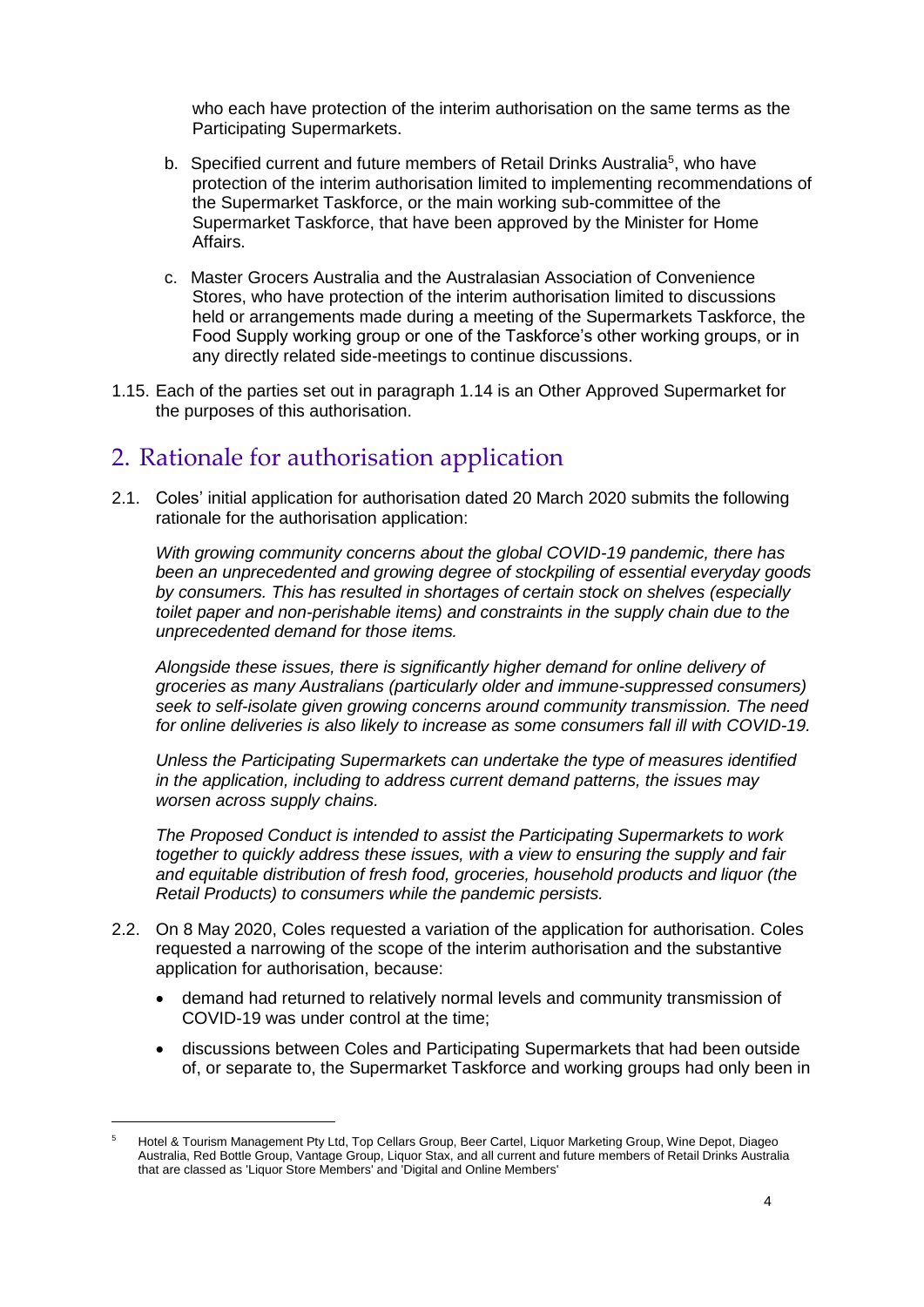who each have protection of the interim authorisation on the same terms as the Participating Supermarkets.

b. Specified current and future members of Retail Drinks Australia[5], who have protection of the interim authorisation limited to implementing recommendations of the Supermarket Taskforce, or the main working sub-committee of the Supermarket Taskforce, that have been approved by the Minister for Home Affairs.

c. Master Grocers Australia and the Australasian Association of Convenience Stores, who have protection of the interim authorisation limited to discussions held or arrangements made during a meeting of the Supermarkets Taskforce, the Food Supply working group or one of the Taskforce's other working groups, or in any directly related side-meetings to continue discussions.

1.15. Each of the parties set out in paragraph 1.14 is an Other Approved Supermarket for the purposes of this authorisation.

## 2. Rationale for authorisation application

2.1. Coles' initial application for authorisation dated 20 March 2020 submits the following rationale for the authorisation application:

*With growing community concerns about the global COVID-19 pandemic, there has been an unprecedented and growing degree of stockpiling of essential everyday goods by consumers. This has resulted in shortages of certain stock on shelves (especially toilet paper and non-perishable items) and constraints in the supply chain due to the unprecedented demand for those items.*

*Alongside these issues, there is significantly higher demand for online delivery of groceries as many Australians (particularly older and immune-suppressed consumers) seek to self-isolate given growing concerns around community transmission. The need for online deliveries is also likely to increase as some consumers fall ill with COVID-19.*

*Unless the Participating Supermarkets can undertake the type of measures identified in the application, including to address current demand patterns, the issues may worsen across supply chains.*

*The Proposed Conduct is intended to assist the Participating Supermarkets to work together to quickly address these issues, with a view to ensuring the supply and fair and equitable distribution of fresh food, groceries, household products and liquor (the Retail Products) to consumers while the pandemic persists.*

2.2. On 8 May 2020, Coles requested a variation of the application for authorisation. Coles requested a narrowing of the scope of the interim authorisation and the substantive application for authorisation, because:

- demand had returned to relatively normal levels and community transmission of COVID-19 was under control at the time;
- discussions between Coles and Participating Supermarkets that had been outside of, or separate to, the Supermarket Taskforce and working groups had only been in

---

[5] Hotel & Tourism Management Pty Ltd, Top Cellars Group, Beer Cartel, Liquor Marketing Group, Wine Depot, Diageo Australia, Red Bottle Group, Vantage Group, Liquor Stax, and all current and future members of Retail Drinks Australia that are classed as 'Liquor Store Members' and 'Digital and Online Members'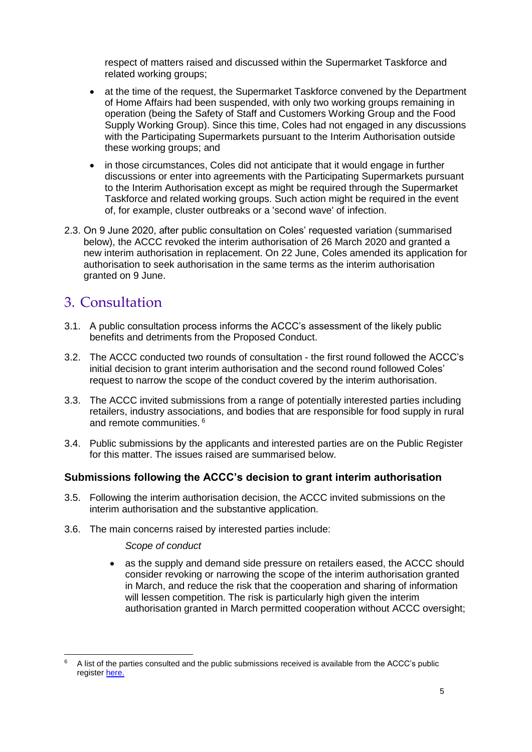respect of matters raised and discussed within the Supermarket Taskforce and related working groups;

- at the time of the request, the Supermarket Taskforce convened by the Department of Home Affairs had been suspended, with only two working groups remaining in operation (being the Safety of Staff and Customers Working Group and the Food Supply Working Group). Since this time, Coles had not engaged in any discussions with the Participating Supermarkets pursuant to the Interim Authorisation outside these working groups; and
- in those circumstances, Coles did not anticipate that it would engage in further discussions or enter into agreements with the Participating Supermarkets pursuant to the Interim Authorisation except as might be required through the Supermarket Taskforce and related working groups. Such action might be required in the event of, for example, cluster outbreaks or a 'second wave' of infection.

2.3. On 9 June 2020, after public consultation on Coles' requested variation (summarised below), the ACCC revoked the interim authorisation of 26 March 2020 and granted a new interim authorisation in replacement. On 22 June, Coles amended its application for authorisation to seek authorisation in the same terms as the interim authorisation granted on 9 June.

# 3. Consultation

3.1. A public consultation process informs the ACCC's assessment of the likely public benefits and detriments from the Proposed Conduct.

3.2. The ACCC conducted two rounds of consultation - the first round followed the ACCC's initial decision to grant interim authorisation and the second round followed Coles' request to narrow the scope of the conduct covered by the interim authorisation.

3.3. The ACCC invited submissions from a range of potentially interested parties including retailers, industry associations, and bodies that are responsible for food supply in rural and remote communities. [6]

3.4. Public submissions by the applicants and interested parties are on the Public Register for this matter. The issues raised are summarised below.

### Submissions following the ACCC's decision to grant interim authorisation

3.5. Following the interim authorisation decision, the ACCC invited submissions on the interim authorisation and the substantive application.

3.6. The main concerns raised by interested parties include:

*Scope of conduct*

- as the supply and demand side pressure on retailers eased, the ACCC should consider revoking or narrowing the scope of the interim authorisation granted in March, and reduce the risk that the cooperation and sharing of information will lessen competition. The risk is particularly high given the interim authorisation granted in March permitted cooperation without ACCC oversight;

---

[6] A list of the parties consulted and the public submissions received is available from the ACCC's public register [here.]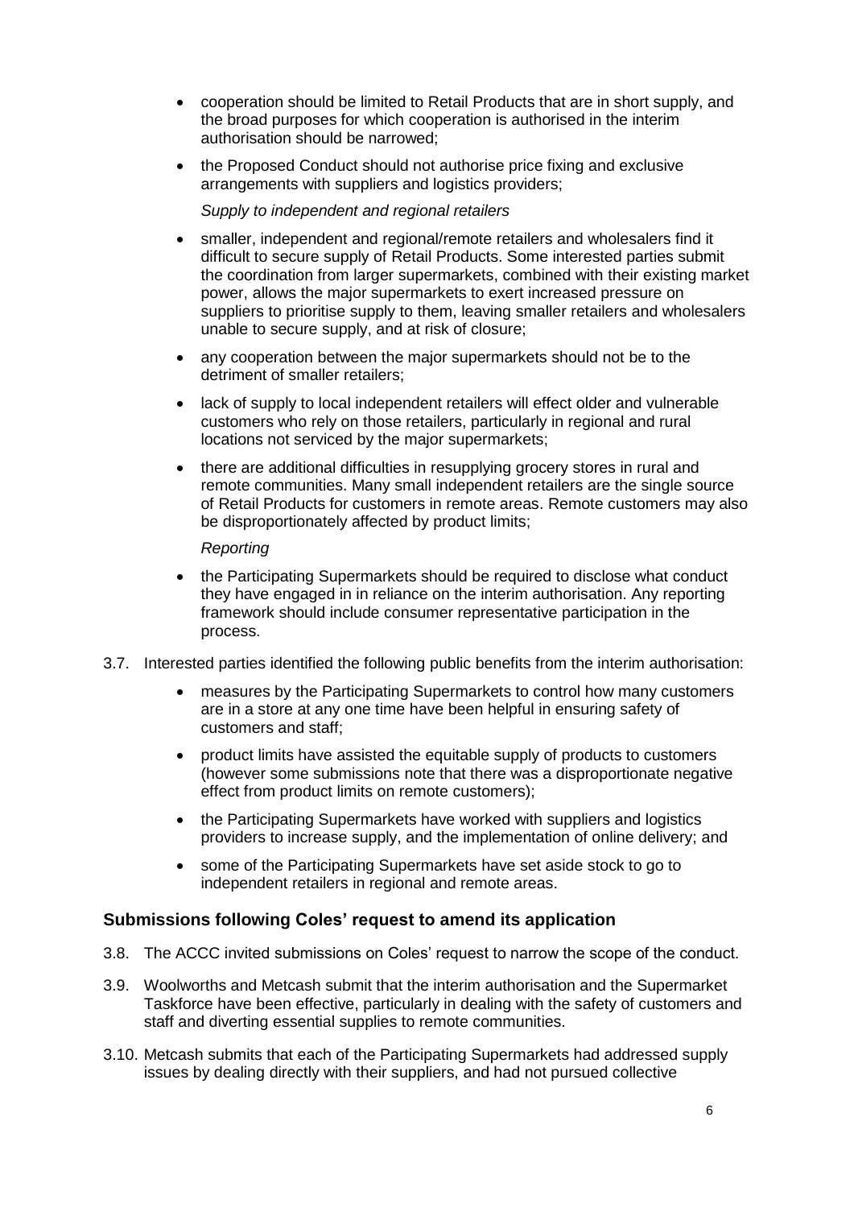- cooperation should be limited to Retail Products that are in short supply, and the broad purposes for which cooperation is authorised in the interim authorisation should be narrowed;
- the Proposed Conduct should not authorise price fixing and exclusive arrangements with suppliers and logistics providers;

  *Supply to independent and regional retailers*

- smaller, independent and regional/remote retailers and wholesalers find it difficult to secure supply of Retail Products. Some interested parties submit the coordination from larger supermarkets, combined with their existing market power, allows the major supermarkets to exert increased pressure on suppliers to prioritise supply to them, leaving smaller retailers and wholesalers unable to secure supply, and at risk of closure;
- any cooperation between the major supermarkets should not be to the detriment of smaller retailers;
- lack of supply to local independent retailers will effect older and vulnerable customers who rely on those retailers, particularly in regional and rural locations not serviced by the major supermarkets;
- there are additional difficulties in resupplying grocery stores in rural and remote communities. Many small independent retailers are the single source of Retail Products for customers in remote areas. Remote customers may also be disproportionately affected by product limits;

  *Reporting*

- the Participating Supermarkets should be required to disclose what conduct they have engaged in in reliance on the interim authorisation. Any reporting framework should include consumer representative participation in the process.

3.7. Interested parties identified the following public benefits from the interim authorisation:

- measures by the Participating Supermarkets to control how many customers are in a store at any one time have been helpful in ensuring safety of customers and staff;
- product limits have assisted the equitable supply of products to customers (however some submissions note that there was a disproportionate negative effect from product limits on remote customers);
- the Participating Supermarkets have worked with suppliers and logistics providers to increase supply, and the implementation of online delivery; and
- some of the Participating Supermarkets have set aside stock to go to independent retailers in regional and remote areas.

## Submissions following Coles' request to amend its application

3.8. The ACCC invited submissions on Coles' request to narrow the scope of the conduct.

3.9. Woolworths and Metcash submit that the interim authorisation and the Supermarket Taskforce have been effective, particularly in dealing with the safety of customers and staff and diverting essential supplies to remote communities.

3.10. Metcash submits that each of the Participating Supermarkets had addressed supply issues by dealing directly with their suppliers, and had not pursued collective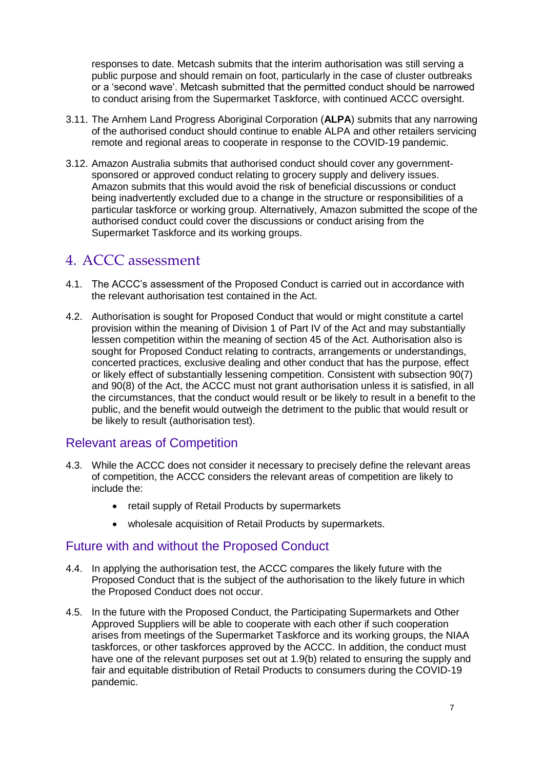responses to date. Metcash submits that the interim authorisation was still serving a public purpose and should remain on foot, particularly in the case of cluster outbreaks or a 'second wave'. Metcash submitted that the permitted conduct should be narrowed to conduct arising from the Supermarket Taskforce, with continued ACCC oversight.

3.11. The Arnhem Land Progress Aboriginal Corporation (**ALPA**) submits that any narrowing of the authorised conduct should continue to enable ALPA and other retailers servicing remote and regional areas to cooperate in response to the COVID-19 pandemic.

3.12. Amazon Australia submits that authorised conduct should cover any government-sponsored or approved conduct relating to grocery supply and delivery issues. Amazon submits that this would avoid the risk of beneficial discussions or conduct being inadvertently excluded due to a change in the structure or responsibilities of a particular taskforce or working group. Alternatively, Amazon submitted the scope of the authorised conduct could cover the discussions or conduct arising from the Supermarket Taskforce and its working groups.

# 4. ACCC assessment

4.1. The ACCC's assessment of the Proposed Conduct is carried out in accordance with the relevant authorisation test contained in the Act.

4.2. Authorisation is sought for Proposed Conduct that would or might constitute a cartel provision within the meaning of Division 1 of Part IV of the Act and may substantially lessen competition within the meaning of section 45 of the Act. Authorisation also is sought for Proposed Conduct relating to contracts, arrangements or understandings, concerted practices, exclusive dealing and other conduct that has the purpose, effect or likely effect of substantially lessening competition. Consistent with subsection 90(7) and 90(8) of the Act, the ACCC must not grant authorisation unless it is satisfied, in all the circumstances, that the conduct would result or be likely to result in a benefit to the public, and the benefit would outweigh the detriment to the public that would result or be likely to result (authorisation test).

## Relevant areas of Competition

4.3. While the ACCC does not consider it necessary to precisely define the relevant areas of competition, the ACCC considers the relevant areas of competition are likely to include the:

- retail supply of Retail Products by supermarkets
- wholesale acquisition of Retail Products by supermarkets.

## Future with and without the Proposed Conduct

4.4. In applying the authorisation test, the ACCC compares the likely future with the Proposed Conduct that is the subject of the authorisation to the likely future in which the Proposed Conduct does not occur.

4.5. In the future with the Proposed Conduct, the Participating Supermarkets and Other Approved Suppliers will be able to cooperate with each other if such cooperation arises from meetings of the Supermarket Taskforce and its working groups, the NIAA taskforces, or other taskforces approved by the ACCC. In addition, the conduct must have one of the relevant purposes set out at 1.9(b) related to ensuring the supply and fair and equitable distribution of Retail Products to consumers during the COVID-19 pandemic.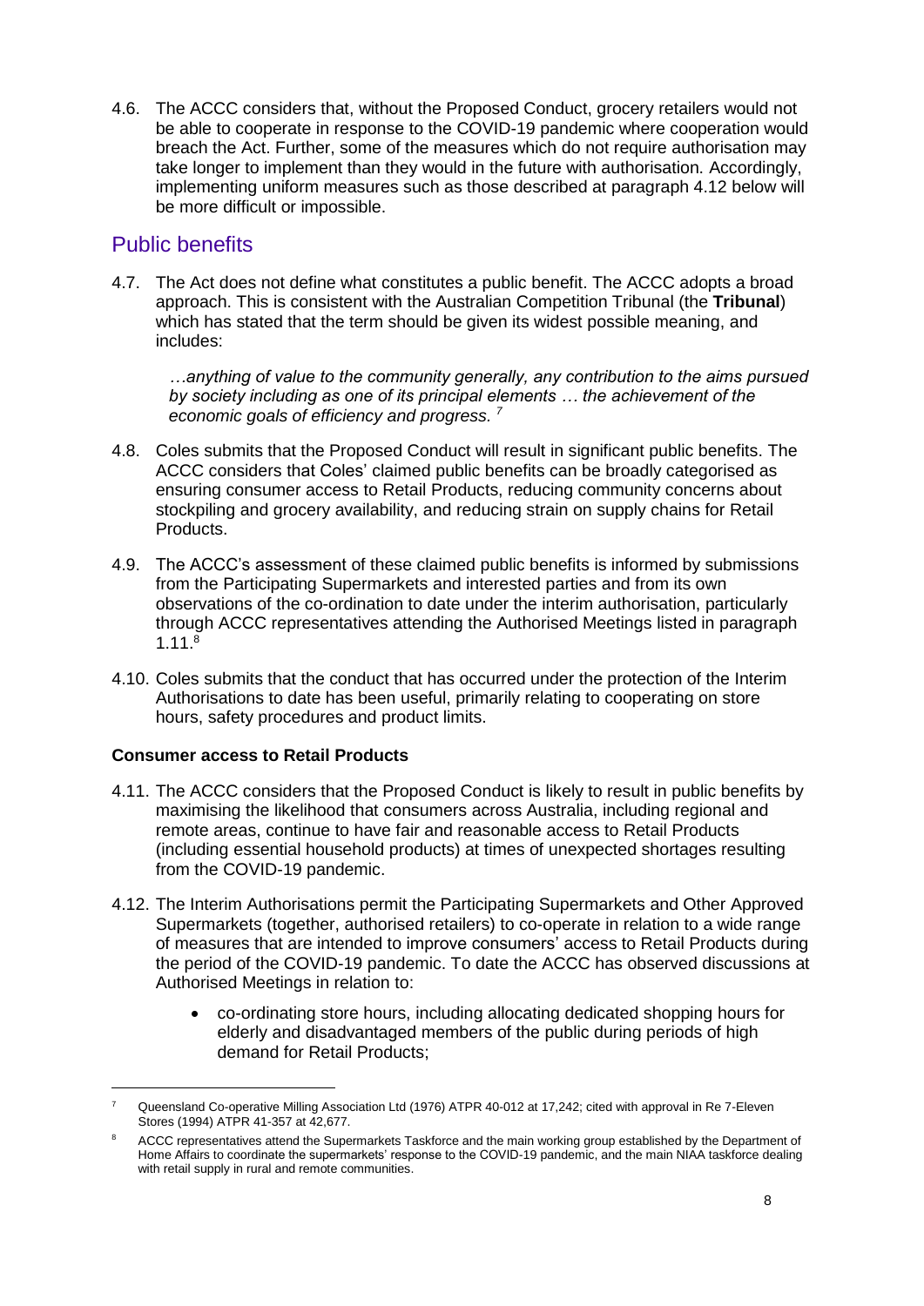4.6. The ACCC considers that, without the Proposed Conduct, grocery retailers would not be able to cooperate in response to the COVID-19 pandemic where cooperation would breach the Act. Further, some of the measures which do not require authorisation may take longer to implement than they would in the future with authorisation. Accordingly, implementing uniform measures such as those described at paragraph 4.12 below will be more difficult or impossible.

## Public benefits

4.7. The Act does not define what constitutes a public benefit. The ACCC adopts a broad approach. This is consistent with the Australian Competition Tribunal (the **Tribunal**) which has stated that the term should be given its widest possible meaning, and includes:

> *…anything of value to the community generally, any contribution to the aims pursued by society including as one of its principal elements … the achievement of the economic goals of efficiency and progress.* [7]

4.8. Coles submits that the Proposed Conduct will result in significant public benefits. The ACCC considers that Coles' claimed public benefits can be broadly categorised as ensuring consumer access to Retail Products, reducing community concerns about stockpiling and grocery availability, and reducing strain on supply chains for Retail Products.

4.9. The ACCC's assessment of these claimed public benefits is informed by submissions from the Participating Supermarkets and interested parties and from its own observations of the co-ordination to date under the interim authorisation, particularly through ACCC representatives attending the Authorised Meetings listed in paragraph 1.11.[8]

4.10. Coles submits that the conduct that has occurred under the protection of the Interim Authorisations to date has been useful, primarily relating to cooperating on store hours, safety procedures and product limits.

**Consumer access to Retail Products**

4.11. The ACCC considers that the Proposed Conduct is likely to result in public benefits by maximising the likelihood that consumers across Australia, including regional and remote areas, continue to have fair and reasonable access to Retail Products (including essential household products) at times of unexpected shortages resulting from the COVID-19 pandemic.

4.12. The Interim Authorisations permit the Participating Supermarkets and Other Approved Supermarkets (together, authorised retailers) to co-operate in relation to a wide range of measures that are intended to improve consumers' access to Retail Products during the period of the COVID-19 pandemic. To date the ACCC has observed discussions at Authorised Meetings in relation to:

- co-ordinating store hours, including allocating dedicated shopping hours for elderly and disadvantaged members of the public during periods of high demand for Retail Products;

---

[7] Queensland Co-operative Milling Association Ltd (1976) ATPR 40-012 at 17,242; cited with approval in Re 7-Eleven Stores (1994) ATPR 41-357 at 42,677.

[8] ACCC representatives attend the Supermarkets Taskforce and the main working group established by the Department of Home Affairs to coordinate the supermarkets' response to the COVID-19 pandemic, and the main NIAA taskforce dealing with retail supply in rural and remote communities.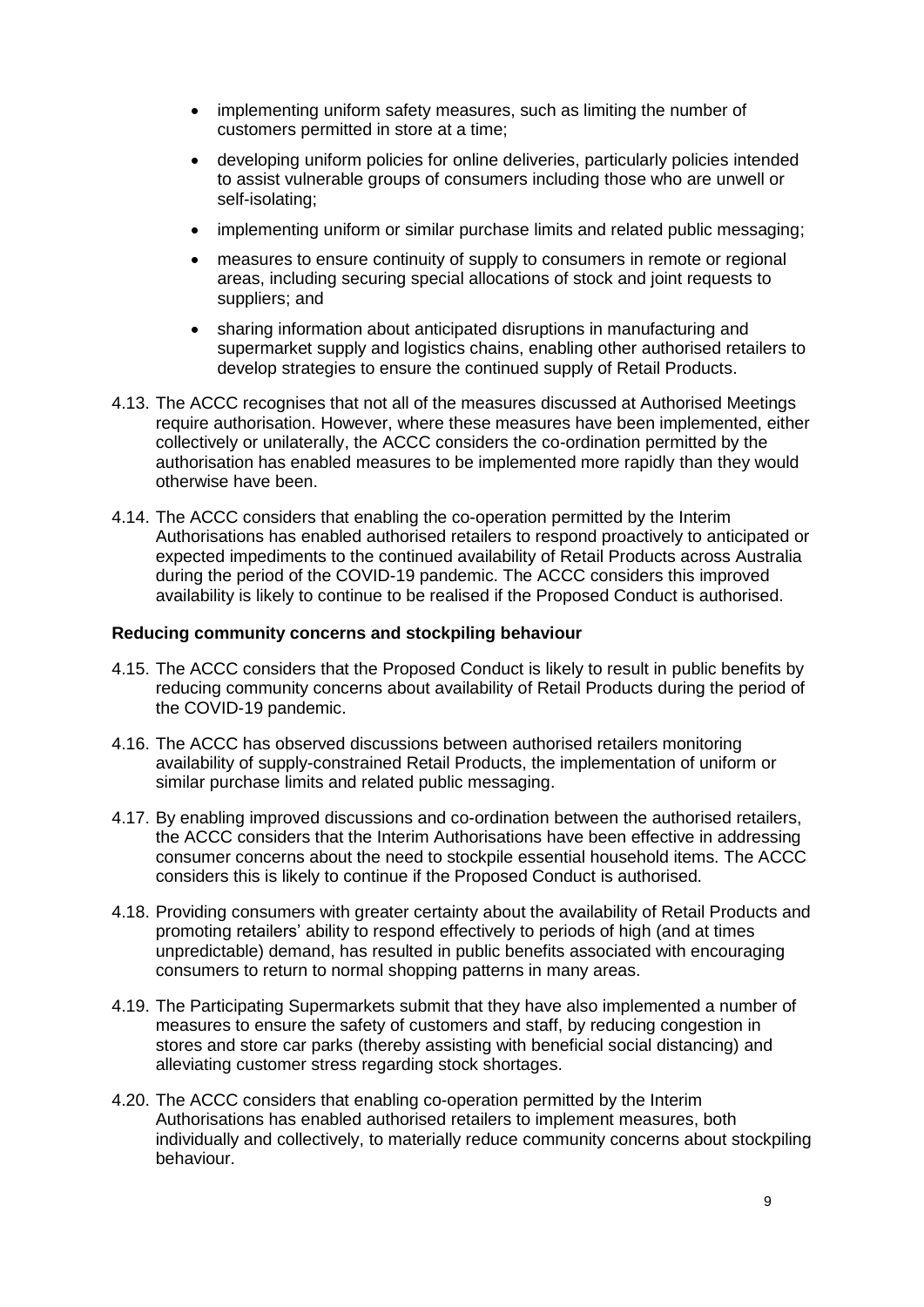- implementing uniform safety measures, such as limiting the number of customers permitted in store at a time;
- developing uniform policies for online deliveries, particularly policies intended to assist vulnerable groups of consumers including those who are unwell or self-isolating;
- implementing uniform or similar purchase limits and related public messaging;
- measures to ensure continuity of supply to consumers in remote or regional areas, including securing special allocations of stock and joint requests to suppliers; and
- sharing information about anticipated disruptions in manufacturing and supermarket supply and logistics chains, enabling other authorised retailers to develop strategies to ensure the continued supply of Retail Products.

4.13. The ACCC recognises that not all of the measures discussed at Authorised Meetings require authorisation. However, where these measures have been implemented, either collectively or unilaterally, the ACCC considers the co-ordination permitted by the authorisation has enabled measures to be implemented more rapidly than they would otherwise have been.

4.14. The ACCC considers that enabling the co-operation permitted by the Interim Authorisations has enabled authorised retailers to respond proactively to anticipated or expected impediments to the continued availability of Retail Products across Australia during the period of the COVID-19 pandemic. The ACCC considers this improved availability is likely to continue to be realised if the Proposed Conduct is authorised.

**Reducing community concerns and stockpiling behaviour**

4.15. The ACCC considers that the Proposed Conduct is likely to result in public benefits by reducing community concerns about availability of Retail Products during the period of the COVID-19 pandemic.

4.16. The ACCC has observed discussions between authorised retailers monitoring availability of supply-constrained Retail Products, the implementation of uniform or similar purchase limits and related public messaging.

4.17. By enabling improved discussions and co-ordination between the authorised retailers, the ACCC considers that the Interim Authorisations have been effective in addressing consumer concerns about the need to stockpile essential household items. The ACCC considers this is likely to continue if the Proposed Conduct is authorised.

4.18. Providing consumers with greater certainty about the availability of Retail Products and promoting retailers' ability to respond effectively to periods of high (and at times unpredictable) demand, has resulted in public benefits associated with encouraging consumers to return to normal shopping patterns in many areas.

4.19. The Participating Supermarkets submit that they have also implemented a number of measures to ensure the safety of customers and staff, by reducing congestion in stores and store car parks (thereby assisting with beneficial social distancing) and alleviating customer stress regarding stock shortages.

4.20. The ACCC considers that enabling co-operation permitted by the Interim Authorisations has enabled authorised retailers to implement measures, both individually and collectively, to materially reduce community concerns about stockpiling behaviour.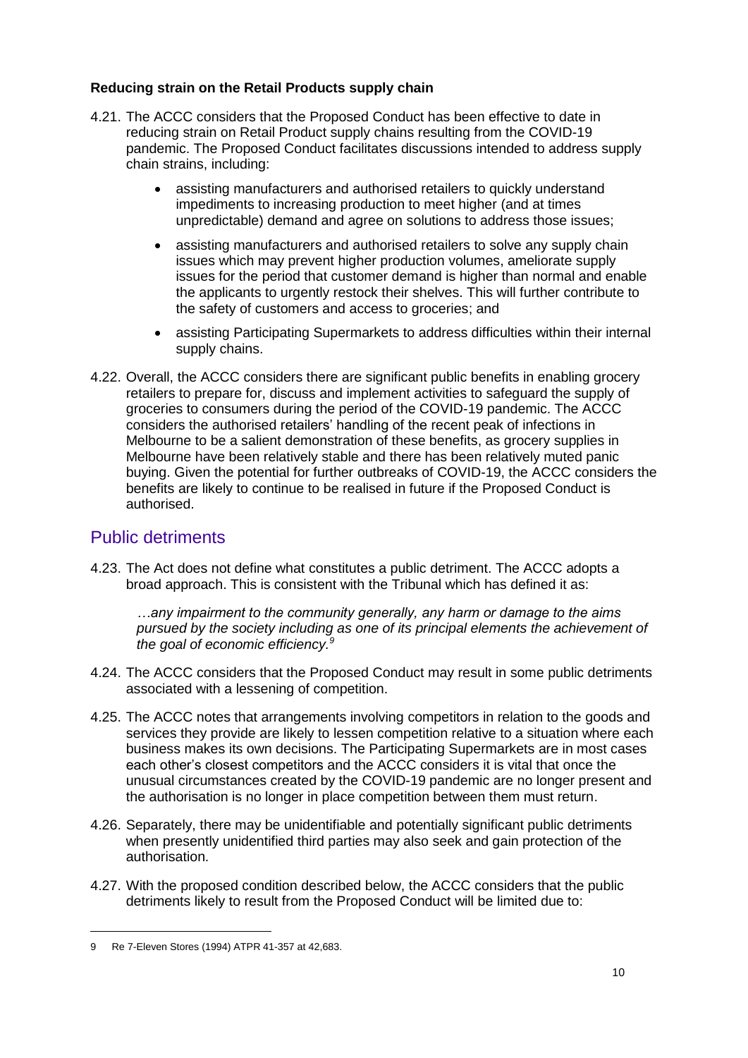**Reducing strain on the Retail Products supply chain**

4.21. The ACCC considers that the Proposed Conduct has been effective to date in reducing strain on Retail Product supply chains resulting from the COVID-19 pandemic. The Proposed Conduct facilitates discussions intended to address supply chain strains, including:

- assisting manufacturers and authorised retailers to quickly understand impediments to increasing production to meet higher (and at times unpredictable) demand and agree on solutions to address those issues;
- assisting manufacturers and authorised retailers to solve any supply chain issues which may prevent higher production volumes, ameliorate supply issues for the period that customer demand is higher than normal and enable the applicants to urgently restock their shelves. This will further contribute to the safety of customers and access to groceries; and
- assisting Participating Supermarkets to address difficulties within their internal supply chains.

4.22. Overall, the ACCC considers there are significant public benefits in enabling grocery retailers to prepare for, discuss and implement activities to safeguard the supply of groceries to consumers during the period of the COVID-19 pandemic. The ACCC considers the authorised retailers' handling of the recent peak of infections in Melbourne to be a salient demonstration of these benefits, as grocery supplies in Melbourne have been relatively stable and there has been relatively muted panic buying. Given the potential for further outbreaks of COVID-19, the ACCC considers the benefits are likely to continue to be realised in future if the Proposed Conduct is authorised.

## Public detriments

4.23. The Act does not define what constitutes a public detriment. The ACCC adopts a broad approach. This is consistent with the Tribunal which has defined it as:

> *…any impairment to the community generally, any harm or damage to the aims pursued by the society including as one of its principal elements the achievement of the goal of economic efficiency.*[9]

4.24. The ACCC considers that the Proposed Conduct may result in some public detriments associated with a lessening of competition.

4.25. The ACCC notes that arrangements involving competitors in relation to the goods and services they provide are likely to lessen competition relative to a situation where each business makes its own decisions. The Participating Supermarkets are in most cases each other's closest competitors and the ACCC considers it is vital that once the unusual circumstances created by the COVID-19 pandemic are no longer present and the authorisation is no longer in place competition between them must return.

4.26. Separately, there may be unidentifiable and potentially significant public detriments when presently unidentified third parties may also seek and gain protection of the authorisation.

4.27. With the proposed condition described below, the ACCC considers that the public detriments likely to result from the Proposed Conduct will be limited due to:

---

9 Re 7-Eleven Stores (1994) ATPR 41-357 at 42,683.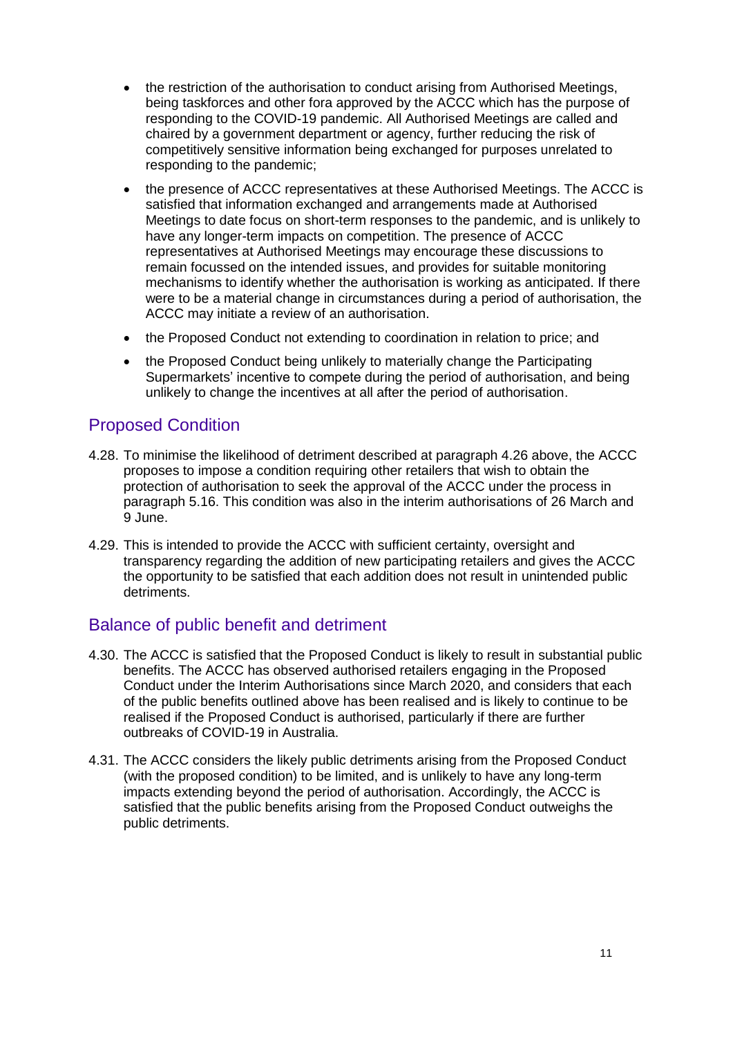- the restriction of the authorisation to conduct arising from Authorised Meetings, being taskforces and other fora approved by the ACCC which has the purpose of responding to the COVID-19 pandemic. All Authorised Meetings are called and chaired by a government department or agency, further reducing the risk of competitively sensitive information being exchanged for purposes unrelated to responding to the pandemic;
- the presence of ACCC representatives at these Authorised Meetings. The ACCC is satisfied that information exchanged and arrangements made at Authorised Meetings to date focus on short-term responses to the pandemic, and is unlikely to have any longer-term impacts on competition. The presence of ACCC representatives at Authorised Meetings may encourage these discussions to remain focussed on the intended issues, and provides for suitable monitoring mechanisms to identify whether the authorisation is working as anticipated. If there were to be a material change in circumstances during a period of authorisation, the ACCC may initiate a review of an authorisation.
- the Proposed Conduct not extending to coordination in relation to price; and
- the Proposed Conduct being unlikely to materially change the Participating Supermarkets' incentive to compete during the period of authorisation, and being unlikely to change the incentives at all after the period of authorisation.

## Proposed Condition

4.28. To minimise the likelihood of detriment described at paragraph 4.26 above, the ACCC proposes to impose a condition requiring other retailers that wish to obtain the protection of authorisation to seek the approval of the ACCC under the process in paragraph 5.16. This condition was also in the interim authorisations of 26 March and 9 June.

4.29. This is intended to provide the ACCC with sufficient certainty, oversight and transparency regarding the addition of new participating retailers and gives the ACCC the opportunity to be satisfied that each addition does not result in unintended public detriments.

## Balance of public benefit and detriment

4.30. The ACCC is satisfied that the Proposed Conduct is likely to result in substantial public benefits. The ACCC has observed authorised retailers engaging in the Proposed Conduct under the Interim Authorisations since March 2020, and considers that each of the public benefits outlined above has been realised and is likely to continue to be realised if the Proposed Conduct is authorised, particularly if there are further outbreaks of COVID-19 in Australia.

4.31. The ACCC considers the likely public detriments arising from the Proposed Conduct (with the proposed condition) to be limited, and is unlikely to have any long-term impacts extending beyond the period of authorisation. Accordingly, the ACCC is satisfied that the public benefits arising from the Proposed Conduct outweighs the public detriments.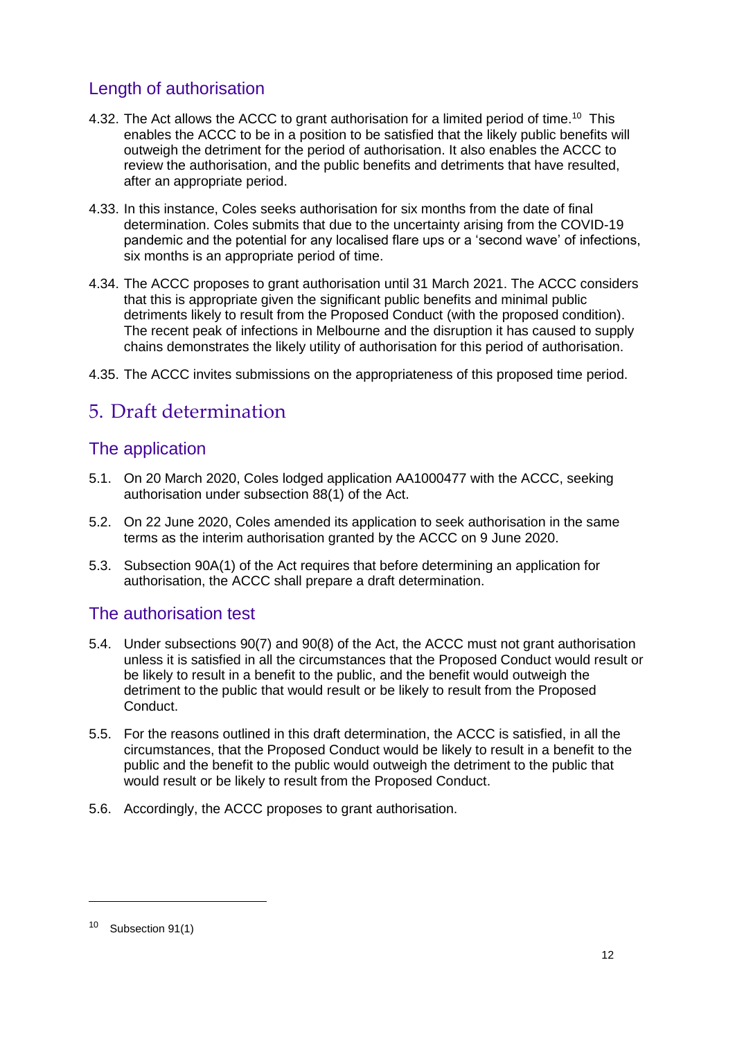## Length of authorisation

4.32. The Act allows the ACCC to grant authorisation for a limited period of time.[10] This enables the ACCC to be in a position to be satisfied that the likely public benefits will outweigh the detriment for the period of authorisation. It also enables the ACCC to review the authorisation, and the public benefits and detriments that have resulted, after an appropriate period.

4.33. In this instance, Coles seeks authorisation for six months from the date of final determination. Coles submits that due to the uncertainty arising from the COVID-19 pandemic and the potential for any localised flare ups or a 'second wave' of infections, six months is an appropriate period of time.

4.34. The ACCC proposes to grant authorisation until 31 March 2021. The ACCC considers that this is appropriate given the significant public benefits and minimal public detriments likely to result from the Proposed Conduct (with the proposed condition). The recent peak of infections in Melbourne and the disruption it has caused to supply chains demonstrates the likely utility of authorisation for this period of authorisation.

4.35. The ACCC invites submissions on the appropriateness of this proposed time period.

# 5. Draft determination

## The application

5.1. On 20 March 2020, Coles lodged application AA1000477 with the ACCC, seeking authorisation under subsection 88(1) of the Act.

5.2. On 22 June 2020, Coles amended its application to seek authorisation in the same terms as the interim authorisation granted by the ACCC on 9 June 2020.

5.3. Subsection 90A(1) of the Act requires that before determining an application for authorisation, the ACCC shall prepare a draft determination.

## The authorisation test

5.4. Under subsections 90(7) and 90(8) of the Act, the ACCC must not grant authorisation unless it is satisfied in all the circumstances that the Proposed Conduct would result or be likely to result in a benefit to the public, and the benefit would outweigh the detriment to the public that would result or be likely to result from the Proposed Conduct.

5.5. For the reasons outlined in this draft determination, the ACCC is satisfied, in all the circumstances, that the Proposed Conduct would be likely to result in a benefit to the public and the benefit to the public would outweigh the detriment to the public that would result or be likely to result from the Proposed Conduct.

5.6. Accordingly, the ACCC proposes to grant authorisation.

---

[10] Subsection 91(1)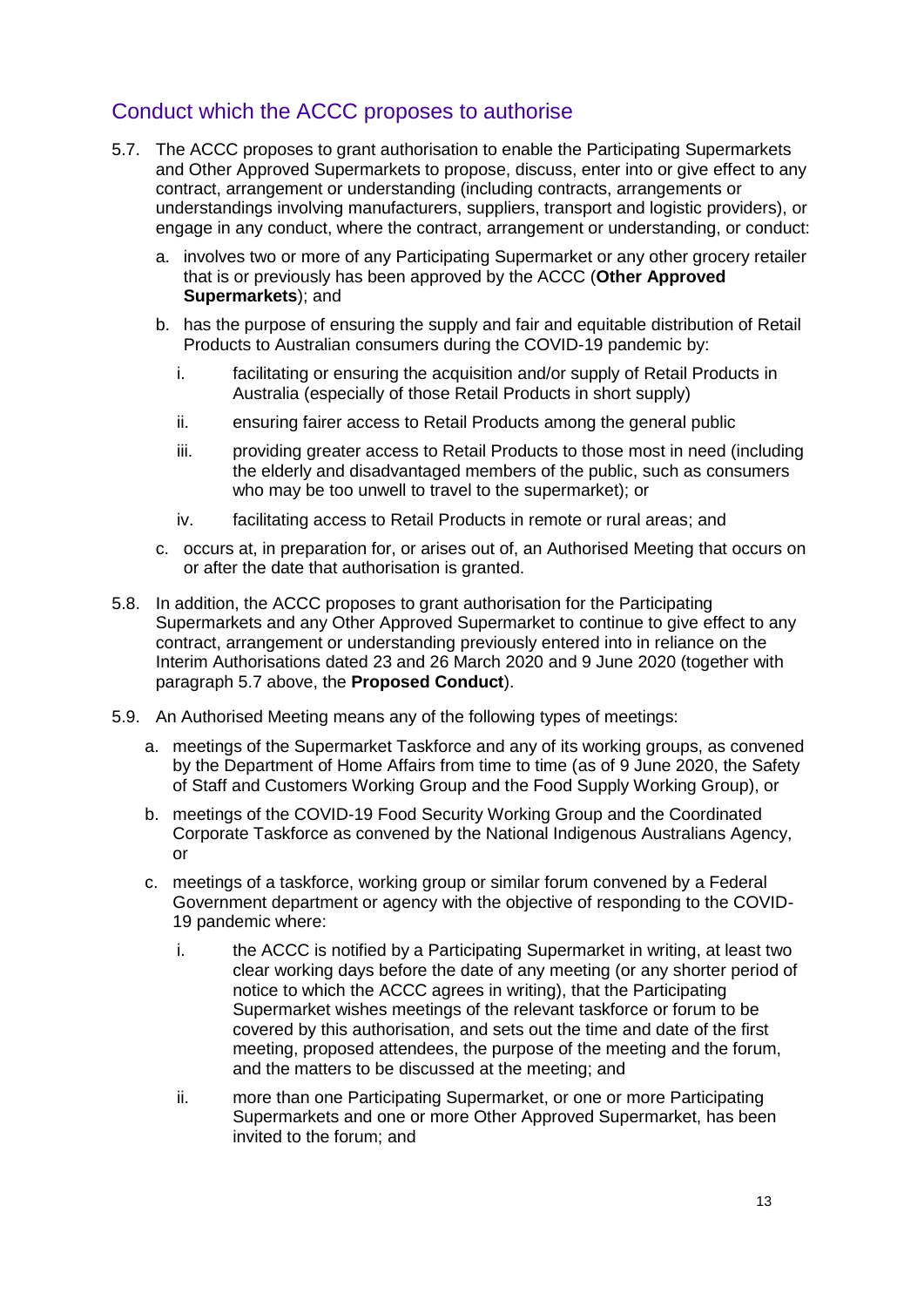## Conduct which the ACCC proposes to authorise

5.7. The ACCC proposes to grant authorisation to enable the Participating Supermarkets and Other Approved Supermarkets to propose, discuss, enter into or give effect to any contract, arrangement or understanding (including contracts, arrangements or understandings involving manufacturers, suppliers, transport and logistic providers), or engage in any conduct, where the contract, arrangement or understanding, or conduct:

   a. involves two or more of any Participating Supermarket or any other grocery retailer that is or previously has been approved by the ACCC (**Other Approved Supermarkets**); and

   b. has the purpose of ensuring the supply and fair and equitable distribution of Retail Products to Australian consumers during the COVID-19 pandemic by:

      i. facilitating or ensuring the acquisition and/or supply of Retail Products in Australia (especially of those Retail Products in short supply)

      ii. ensuring fairer access to Retail Products among the general public

      iii. providing greater access to Retail Products to those most in need (including the elderly and disadvantaged members of the public, such as consumers who may be too unwell to travel to the supermarket); or

      iv. facilitating access to Retail Products in remote or rural areas; and

   c. occurs at, in preparation for, or arises out of, an Authorised Meeting that occurs on or after the date that authorisation is granted.

5.8. In addition, the ACCC proposes to grant authorisation for the Participating Supermarkets and any Other Approved Supermarket to continue to give effect to any contract, arrangement or understanding previously entered into in reliance on the Interim Authorisations dated 23 and 26 March 2020 and 9 June 2020 (together with paragraph 5.7 above, the **Proposed Conduct**).

5.9. An Authorised Meeting means any of the following types of meetings:

   a. meetings of the Supermarket Taskforce and any of its working groups, as convened by the Department of Home Affairs from time to time (as of 9 June 2020, the Safety of Staff and Customers Working Group and the Food Supply Working Group), or

   b. meetings of the COVID-19 Food Security Working Group and the Coordinated Corporate Taskforce as convened by the National Indigenous Australians Agency, or

   c. meetings of a taskforce, working group or similar forum convened by a Federal Government department or agency with the objective of responding to the COVID-19 pandemic where:

      i. the ACCC is notified by a Participating Supermarket in writing, at least two clear working days before the date of any meeting (or any shorter period of notice to which the ACCC agrees in writing), that the Participating Supermarket wishes meetings of the relevant taskforce or forum to be covered by this authorisation, and sets out the time and date of the first meeting, proposed attendees, the purpose of the meeting and the forum, and the matters to be discussed at the meeting; and

      ii. more than one Participating Supermarket, or one or more Participating Supermarkets and one or more Other Approved Supermarket, has been invited to the forum; and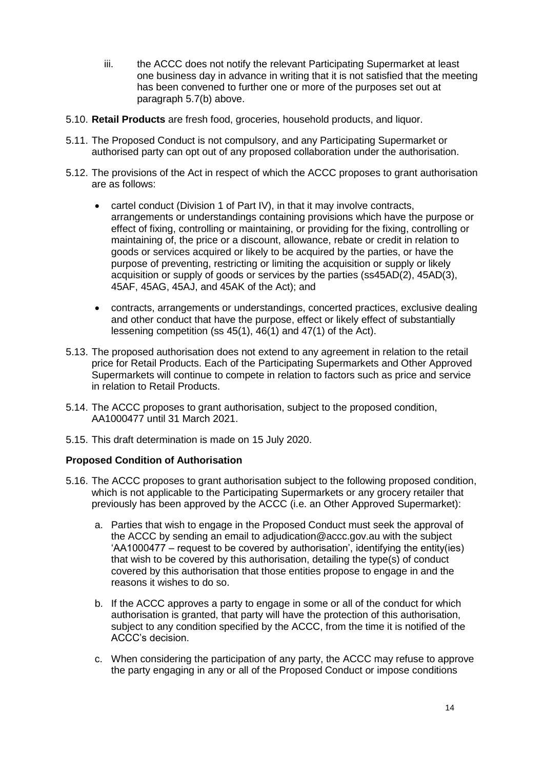iii. the ACCC does not notify the relevant Participating Supermarket at least one business day in advance in writing that it is not satisfied that the meeting has been convened to further one or more of the purposes set out at paragraph 5.7(b) above.

5.10. **Retail Products** are fresh food, groceries, household products, and liquor.

5.11. The Proposed Conduct is not compulsory, and any Participating Supermarket or authorised party can opt out of any proposed collaboration under the authorisation.

5.12. The provisions of the Act in respect of which the ACCC proposes to grant authorisation are as follows:

- cartel conduct (Division 1 of Part IV), in that it may involve contracts, arrangements or understandings containing provisions which have the purpose or effect of fixing, controlling or maintaining, or providing for the fixing, controlling or maintaining of, the price or a discount, allowance, rebate or credit in relation to goods or services acquired or likely to be acquired by the parties, or have the purpose of preventing, restricting or limiting the acquisition or supply or likely acquisition or supply of goods or services by the parties (ss45AD(2), 45AD(3), 45AF, 45AG, 45AJ, and 45AK of the Act); and
- contracts, arrangements or understandings, concerted practices, exclusive dealing and other conduct that have the purpose, effect or likely effect of substantially lessening competition (ss 45(1), 46(1) and 47(1) of the Act).

5.13. The proposed authorisation does not extend to any agreement in relation to the retail price for Retail Products. Each of the Participating Supermarkets and Other Approved Supermarkets will continue to compete in relation to factors such as price and service in relation to Retail Products.

5.14. The ACCC proposes to grant authorisation, subject to the proposed condition, AA1000477 until 31 March 2021.

5.15. This draft determination is made on 15 July 2020.

**Proposed Condition of Authorisation**

5.16. The ACCC proposes to grant authorisation subject to the following proposed condition, which is not applicable to the Participating Supermarkets or any grocery retailer that previously has been approved by the ACCC (i.e. an Other Approved Supermarket):

a. Parties that wish to engage in the Proposed Conduct must seek the approval of the ACCC by sending an email to adjudication@accc.gov.au with the subject 'AA1000477 – request to be covered by authorisation', identifying the entity(ies) that wish to be covered by this authorisation, detailing the type(s) of conduct covered by this authorisation that those entities propose to engage in and the reasons it wishes to do so.

b. If the ACCC approves a party to engage in some or all of the conduct for which authorisation is granted, that party will have the protection of this authorisation, subject to any condition specified by the ACCC, from the time it is notified of the ACCC's decision.

c. When considering the participation of any party, the ACCC may refuse to approve the party engaging in any or all of the Proposed Conduct or impose conditions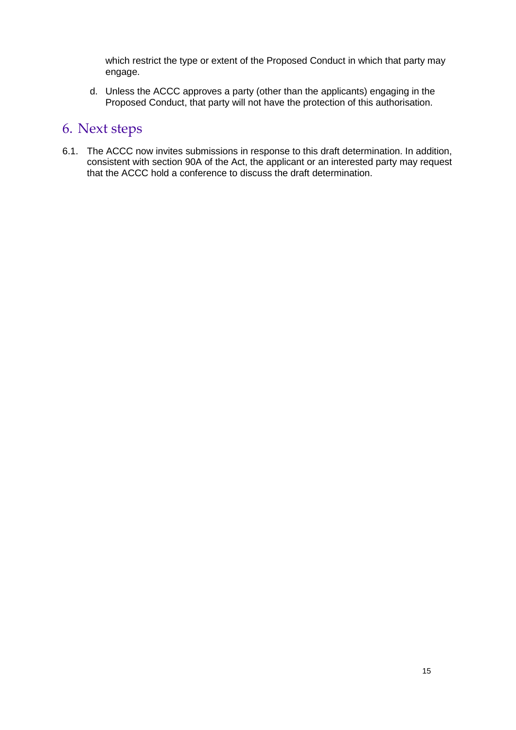which restrict the type or extent of the Proposed Conduct in which that party may engage.

d. Unless the ACCC approves a party (other than the applicants) engaging in the Proposed Conduct, that party will not have the protection of this authorisation.

# 6. Next steps

6.1. The ACCC now invites submissions in response to this draft determination. In addition, consistent with section 90A of the Act, the applicant or an interested party may request that the ACCC hold a conference to discuss the draft determination.